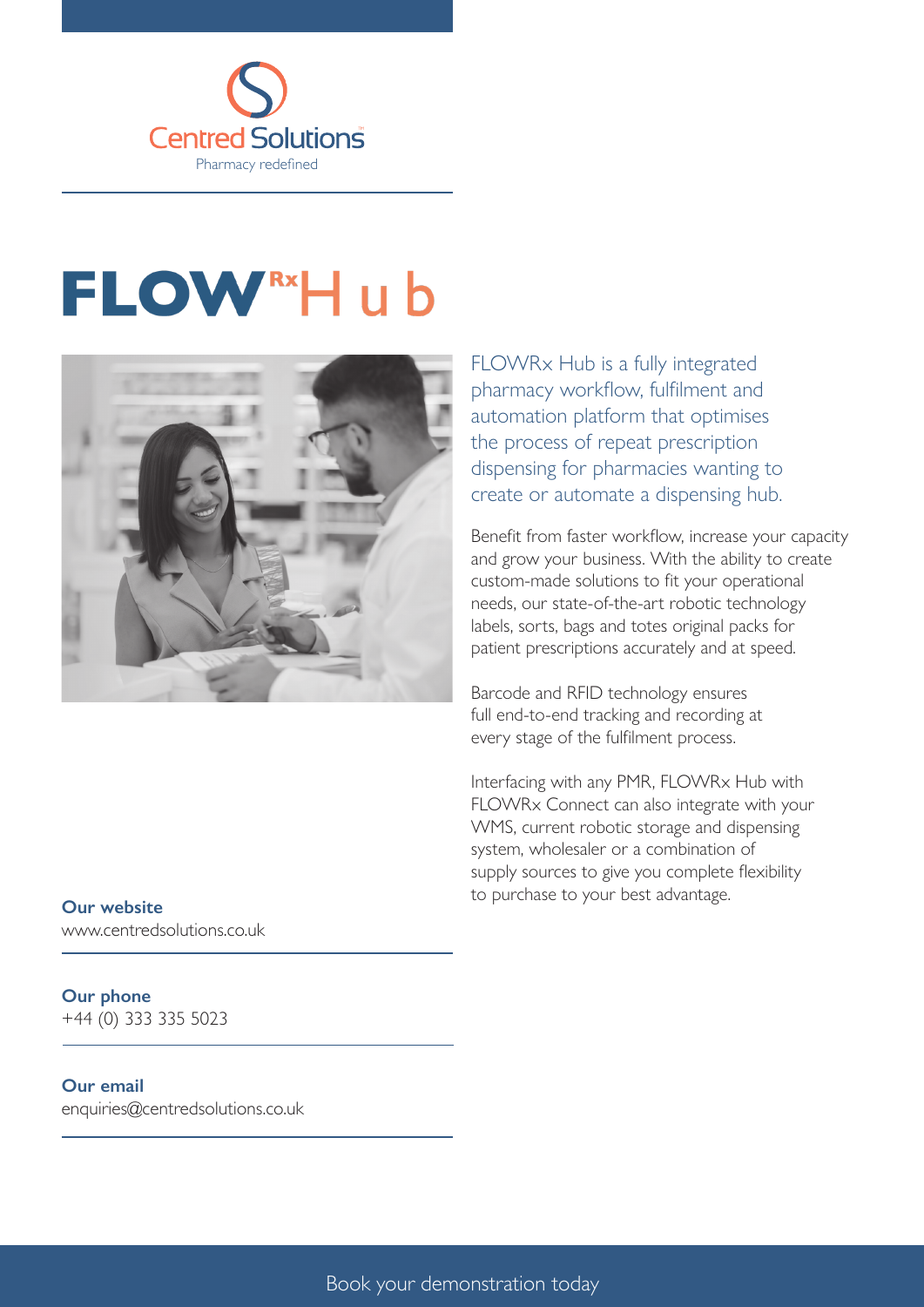Centred Solutions

Pharmacy redefined

# FLOWRx Hub

FLOWRx Hub is a fully integrated pharmacy workflow, fulfilment and automation platform that optimises the process of repeat prescription dispensing for pharmacies wanting to create or automate a dispensing hub.

Benefit from faster workflow, increase your capacity and grow your business. With the ability to create custom-made solutions to fit your operational needs, our state-of-the-art robotic technology labels, sorts, bags and totes original packs for patient prescriptions accurately and at speed.

Barcode and RFID technology ensures full end-to-end tracking and recording at every stage of the fulfilment process.

Interfacing with any PMR, FLOWRx Hub with FLOWRx Connect can also integrate with your WMS, current robotic storage and dispensing system, wholesaler or a combination of supply sources to give you complete flexibility to purchase to your best advantage.

**Our website**
www.centredsolutions.co.uk

**Our phone**
+44 (0) 333 335 5023

**Our email**
enquiries@centredsolutions.co.uk

Book your demonstration today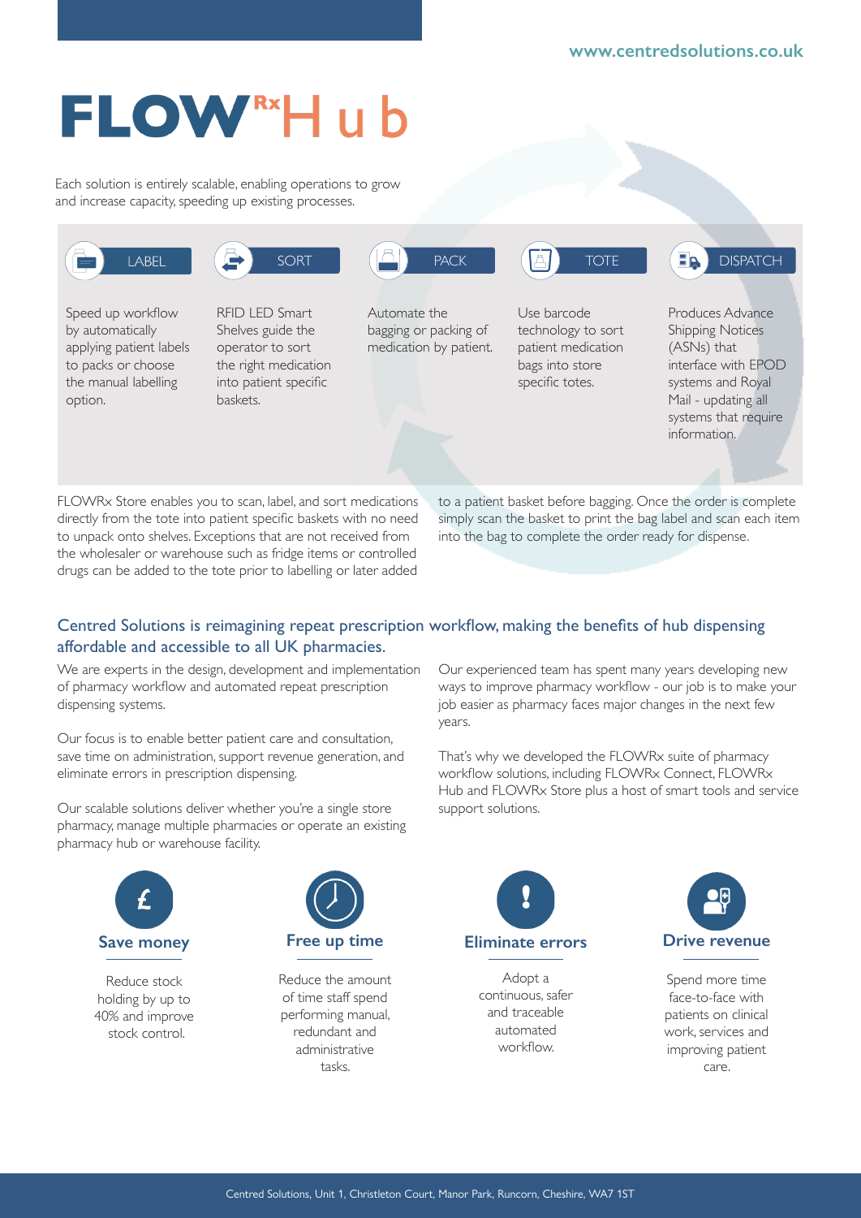www.centredsolutions.co.uk

# FLOW[Rx] Hub

Each solution is entirely scalable, enabling operations to grow and increase capacity, speeding up existing processes.

### LABEL

Speed up workflow by automatically applying patient labels to packs or choose the manual labelling option.

### SORT

RFID LED Smart Shelves guide the operator to sort the right medication into patient specific baskets.

### PACK

Automate the bagging or packing of medication by patient.

### TOTE

Use barcode technology to sort patient medication bags into store specific totes.

### DISPATCH

Produces Advance Shipping Notices (ASNs) that interface with EPOD systems and Royal Mail - updating all systems that require information.

FLOWRx Store enables you to scan, label, and sort medications directly from the tote into patient specific baskets with no need to unpack onto shelves. Exceptions that are not received from the wholesaler or warehouse such as fridge items or controlled drugs can be added to the tote prior to labelling or later added to a patient basket before bagging. Once the order is complete simply scan the basket to print the bag label and scan each item into the bag to complete the order ready for dispense.

## Centred Solutions is reimagining repeat prescription workflow, making the benefits of hub dispensing affordable and accessible to all UK pharmacies.

We are experts in the design, development and implementation of pharmacy workflow and automated repeat prescription dispensing systems.

Our focus is to enable better patient care and consultation, save time on administration, support revenue generation, and eliminate errors in prescription dispensing.

Our scalable solutions deliver whether you're a single store pharmacy, manage multiple pharmacies or operate an existing pharmacy hub or warehouse facility.

Our experienced team has spent many years developing new ways to improve pharmacy workflow - our job is to make your job easier as pharmacy faces major changes in the next few years.

That's why we developed the FLOWRx suite of pharmacy workflow solutions, including FLOWRx Connect, FLOWRx Hub and FLOWRx Store plus a host of smart tools and service support solutions.

### Save money

Reduce stock holding by up to 40% and improve stock control.

### Free up time

Reduce the amount of time staff spend performing manual, redundant and administrative tasks.

### Eliminate errors

Adopt a continuous, safer and traceable automated workflow.

### Drive revenue

Spend more time face-to-face with patients on clinical work, services and improving patient care.

Centred Solutions, Unit 1, Christleton Court, Manor Park, Runcorn, Cheshire, WA7 1ST